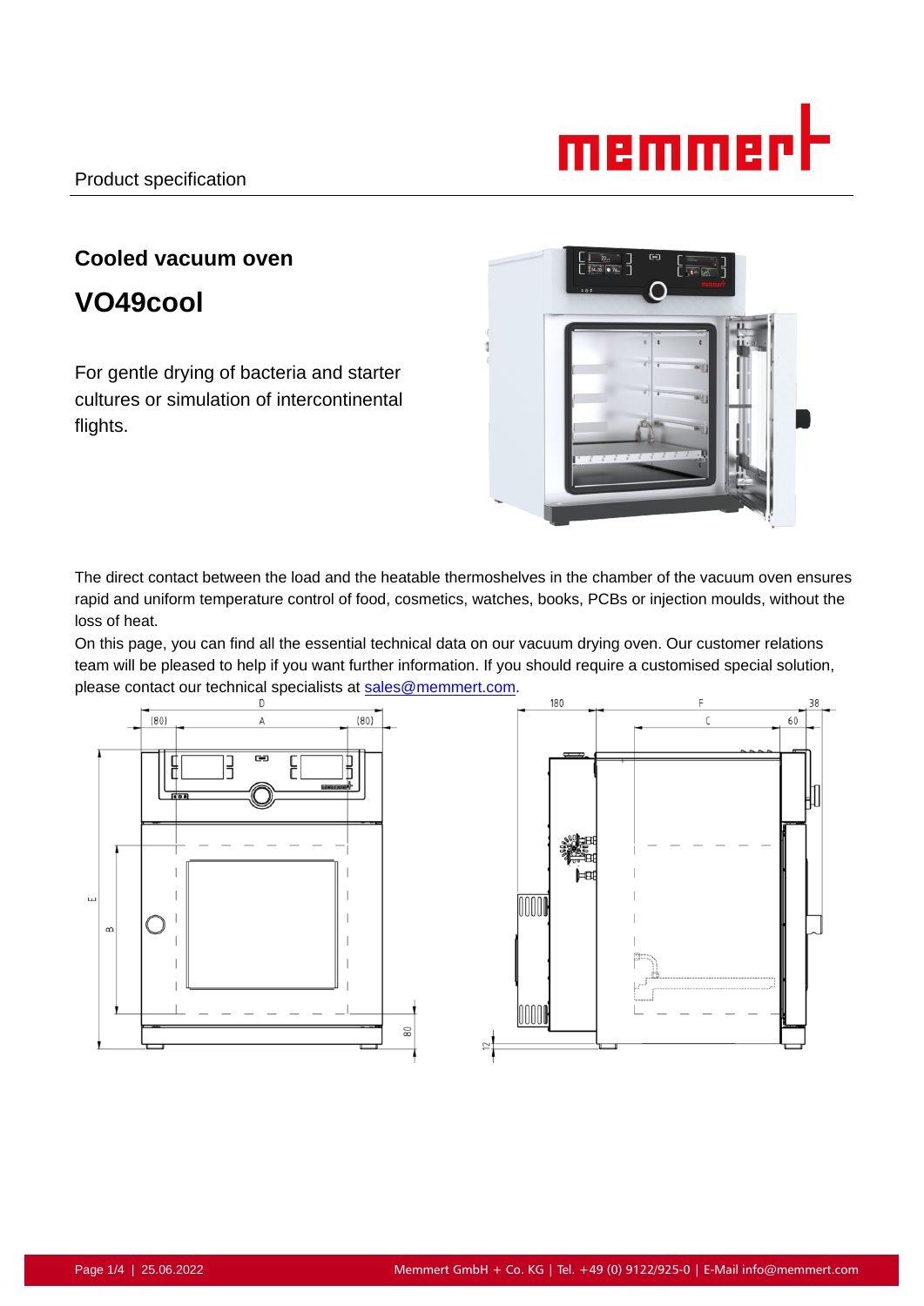Product specification

## Cooled vacuum oven

# VO49cool

For gentle drying of bacteria and starter cultures or simulation of intercontinental flights.

The direct contact between the load and the heatable thermoshelves in the chamber of the vacuum oven ensures rapid and uniform temperature control of food, cosmetics, watches, books, PCBs or injection moulds, without the loss of heat.

On this page, you can find all the essential technical data on our vacuum drying oven. Our customer relations team will be pleased to help if you want further information. If you should require a customised special solution, please contact our technical specialists at sales@memmert.com.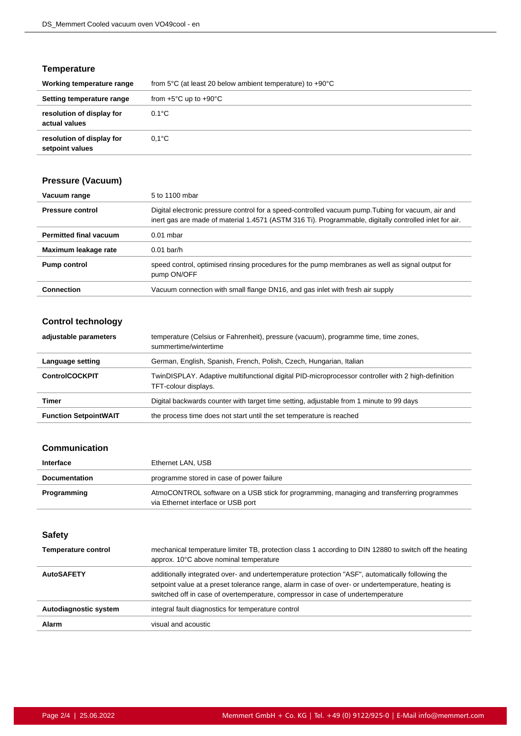## Temperature

| | |
|---|---|
| **Working temperature range** | from 5°C (at least 20 below ambient temperature) to +90°C |
| **Setting temperature range** | from +5°C up to +90°C |
| **resolution of display for actual values** | 0.1°C |
| **resolution of display for setpoint values** | 0,1°C |

## Pressure (Vacuum)

| | |
|---|---|
| **Vacuum range** | 5 to 1100 mbar |
| **Pressure control** | Digital electronic pressure control for a speed-controlled vacuum pump.Tubing for vacuum, air and inert gas are made of material 1.4571 (ASTM 316 Ti). Programmable, digitally controlled inlet for air. |
| **Permitted final vacuum** | 0.01 mbar |
| **Maximum leakage rate** | 0.01 bar/h |
| **Pump control** | speed control, optimised rinsing procedures for the pump membranes as well as signal output for pump ON/OFF |
| **Connection** | Vacuum connection with small flange DN16, and gas inlet with fresh air supply |

## Control technology

| | |
|---|---|
| **adjustable parameters** | temperature (Celsius or Fahrenheit), pressure (vacuum), programme time, time zones, summertime/wintertime |
| **Language setting** | German, English, Spanish, French, Polish, Czech, Hungarian, Italian |
| **ControlCOCKPIT** | TwinDISPLAY. Adaptive multifunctional digital PID-microprocessor controller with 2 high-definition TFT-colour displays. |
| **Timer** | Digital backwards counter with target time setting, adjustable from 1 minute to 99 days |
| **Function SetpointWAIT** | the process time does not start until the set temperature is reached |

## Communication

| | |
|---|---|
| **Interface** | Ethernet LAN, USB |
| **Documentation** | programme stored in case of power failure |
| **Programming** | AtmoCONTROL software on a USB stick for programming, managing and transferring programmes via Ethernet interface or USB port |

## Safety

| | |
|---|---|
| **Temperature control** | mechanical temperature limiter TB, protection class 1 according to DIN 12880 to switch off the heating approx. 10°C above nominal temperature |
| **AutoSAFETY** | additionally integrated over- and undertemperature protection "ASF", automatically following the setpoint value at a preset tolerance range, alarm in case of over- or undertemperature, heating is switched off in case of overtemperature, compressor in case of undertemperature |
| **Autodiagnostic system** | integral fault diagnostics for temperature control |
| **Alarm** | visual and acoustic |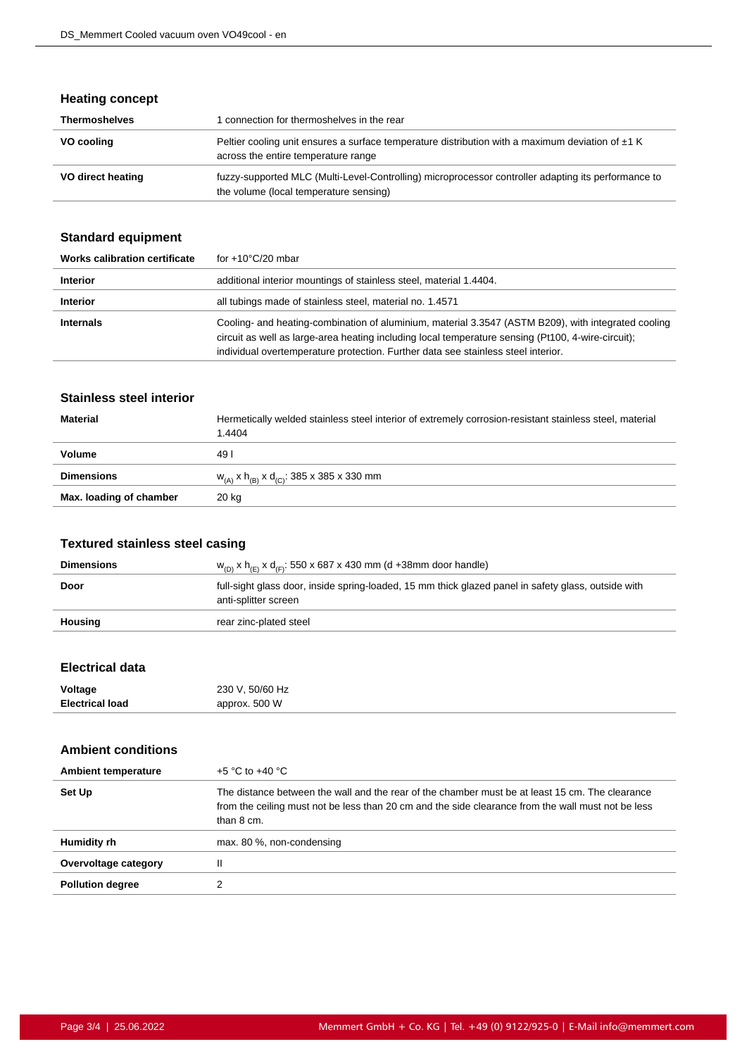## Heating concept

| | |
|---|---|
| **Thermoshelves** | 1 connection for thermoshelves in the rear |
| **VO cooling** | Peltier cooling unit ensures a surface temperature distribution with a maximum deviation of ±1 K across the entire temperature range |
| **VO direct heating** | fuzzy-supported MLC (Multi-Level-Controlling) microprocessor controller adapting its performance to the volume (local temperature sensing) |

## Standard equipment

| | |
|---|---|
| **Works calibration certificate** | for +10°C/20 mbar |
| **Interior** | additional interior mountings of stainless steel, material 1.4404. |
| **Interior** | all tubings made of stainless steel, material no. 1.4571 |
| **Internals** | Cooling- and heating-combination of aluminium, material 3.3547 (ASTM B209), with integrated cooling circuit as well as large-area heating including local temperature sensing (Pt100, 4-wire-circuit); individual overtemperature protection. Further data see stainless steel interior. |

## Stainless steel interior

| | |
|---|---|
| **Material** | Hermetically welded stainless steel interior of extremely corrosion-resistant stainless steel, material 1.4404 |
| **Volume** | 49 l |
| **Dimensions** | $w_{(A)}$ x $h_{(B)}$ x $d_{(C)}$: 385 x 385 x 330 mm |
| **Max. loading of chamber** | 20 kg |

## Textured stainless steel casing

| | |
|---|---|
| **Dimensions** | $w_{(D)}$ x $h_{(E)}$ x $d_{(F)}$: 550 x 687 x 430 mm (d +38mm door handle) |
| **Door** | full-sight glass door, inside spring-loaded, 15 mm thick glazed panel in safety glass, outside with anti-splitter screen |
| **Housing** | rear zinc-plated steel |

## Electrical data

| | |
|---|---|
| **Voltage** | 230 V, 50/60 Hz |
| **Electrical load** | approx. 500 W |

## Ambient conditions

| | |
|---|---|
| **Ambient temperature** | +5 °C to +40 °C |
| **Set Up** | The distance between the wall and the rear of the chamber must be at least 15 cm. The clearance from the ceiling must not be less than 20 cm and the side clearance from the wall must not be less than 8 cm. |
| **Humidity rh** | max. 80 %, non-condensing |
| **Overvoltage category** | II |
| **Pollution degree** | 2 |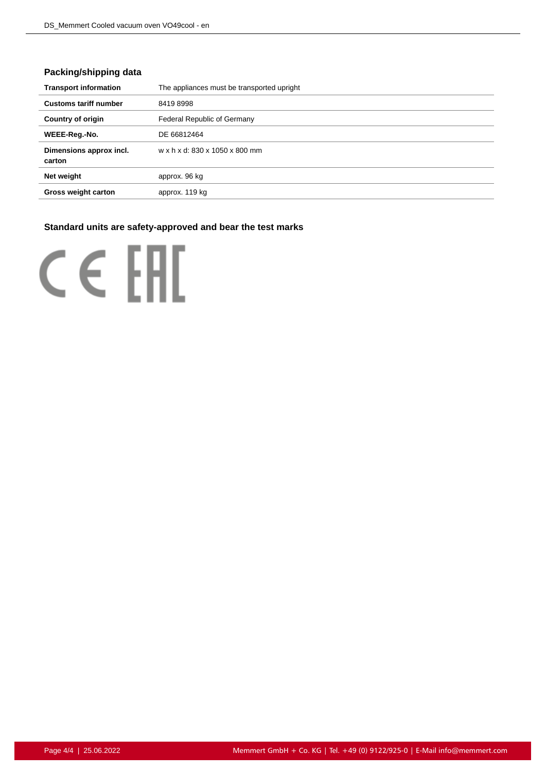## Packing/shipping data

| | |
|---|---|
| **Transport information** | The appliances must be transported upright |
| **Customs tariff number** | 8419 8998 |
| **Country of origin** | Federal Republic of Germany |
| **WEEE-Reg.-No.** | DE 66812464 |
| **Dimensions approx incl. carton** | w x h x d: 830 x 1050 x 800 mm |
| **Net weight** | approx. 96 kg |
| **Gross weight carton** | approx. 119 kg |

## Standard units are safety-approved and bear the test marks